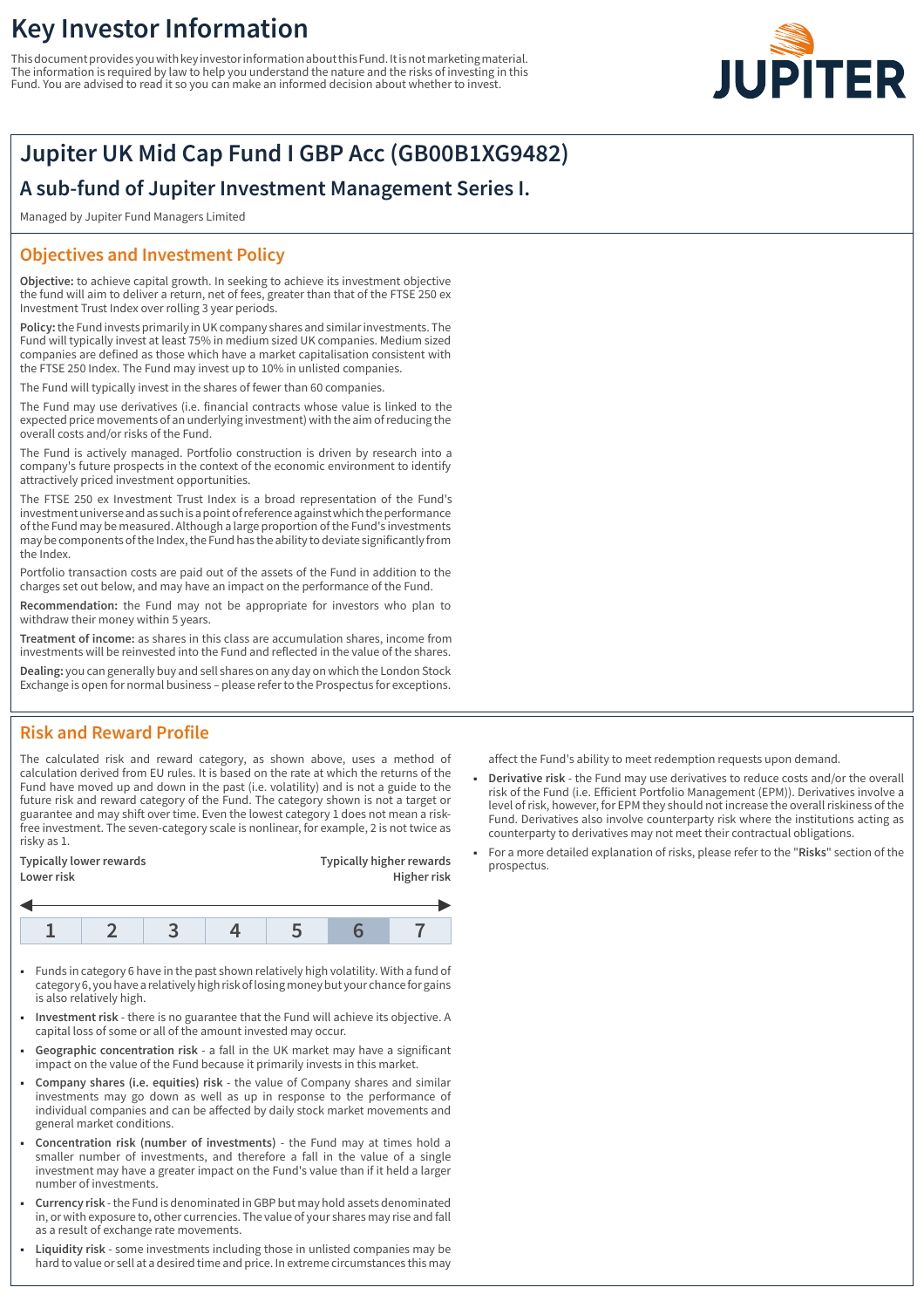# Key Investor Information

This document provides you with key investor information about this Fund. It is not marketing material. The information is required by law to help you understand the nature and the risks of investing in this Fund. You are advised to read it so you can make an informed decision about whether to invest.

## Jupiter UK Mid Cap Fund I GBP Acc (GB00B1XG9482)

### A sub-fund of Jupiter Investment Management Series I.

Managed by Jupiter Fund Managers Limited

## Objectives and Investment Policy

**Objective:** to achieve capital growth. In seeking to achieve its investment objective the fund will aim to deliver a return, net of fees, greater than that of the FTSE 250 ex Investment Trust Index over rolling 3 year periods.

**Policy:** the Fund invests primarily in UK company shares and similar investments. The Fund will typically invest at least 75% in medium sized UK companies. Medium sized companies are defined as those which have a market capitalisation consistent with the FTSE 250 Index. The Fund may invest up to 10% in unlisted companies.

The Fund will typically invest in the shares of fewer than 60 companies.

The Fund may use derivatives (i.e. financial contracts whose value is linked to the expected price movements of an underlying investment) with the aim of reducing the overall costs and/or risks of the Fund.

The Fund is actively managed. Portfolio construction is driven by research into a company's future prospects in the context of the economic environment to identify attractively priced investment opportunities.

The FTSE 250 ex Investment Trust Index is a broad representation of the Fund's investment universe and as such is a point of reference against which the performance of the Fund may be measured. Although a large proportion of the Fund's investments may be components of the Index, the Fund has the ability to deviate significantly from the Index.

Portfolio transaction costs are paid out of the assets of the Fund in addition to the charges set out below, and may have an impact on the performance of the Fund.

**Recommendation:** the Fund may not be appropriate for investors who plan to withdraw their money within 5 years.

**Treatment of income:** as shares in this class are accumulation shares, income from investments will be reinvested into the Fund and reflected in the value of the shares.

**Dealing:** you can generally buy and sell shares on any day on which the London Stock Exchange is open for normal business – please refer to the Prospectus for exceptions.

## Risk and Reward Profile

The calculated risk and reward category, as shown above, uses a method of calculation derived from EU rules. It is based on the rate at which the returns of the Fund have moved up and down in the past (i.e. volatility) and is not a guide to the future risk and reward category of the Fund. The category shown is not a target or guarantee and may shift over time. Even the lowest category 1 does not mean a risk-free investment. The seven-category scale is nonlinear, for example, 2 is not twice as risky as 1.

**Typically lower rewards** — **Typically higher rewards**
**Lower risk** — **Higher risk**

| 1 | 2 | 3 | 4 | 5 | **6** | 7 |
|---|---|---|---|---|---|---|

- Funds in category 6 have in the past shown relatively high volatility. With a fund of category 6, you have a relatively high risk of losing money but your chance for gains is also relatively high.
- **Investment risk** - there is no guarantee that the Fund will achieve its objective. A capital loss of some or all of the amount invested may occur.
- **Geographic concentration risk** - a fall in the UK market may have a significant impact on the value of the Fund because it primarily invests in this market.
- **Company shares (i.e. equities) risk** - the value of Company shares and similar investments may go down as well as up in response to the performance of individual companies and can be affected by daily stock market movements and general market conditions.
- **Concentration risk (number of investments)** - the Fund may at times hold a smaller number of investments, and therefore a fall in the value of a single investment may have a greater impact on the Fund's value than if it held a larger number of investments.
- **Currency risk** - the Fund is denominated in GBP but may hold assets denominated in, or with exposure to, other currencies. The value of your shares may rise and fall as a result of exchange rate movements.
- **Liquidity risk** - some investments including those in unlisted companies may be hard to value or sell at a desired time and price. In extreme circumstances this may affect the Fund's ability to meet redemption requests upon demand.
- **Derivative risk** - the Fund may use derivatives to reduce costs and/or the overall risk of the Fund (i.e. Efficient Portfolio Management (EPM)). Derivatives involve a level of risk, however, for EPM they should not increase the overall riskiness of the Fund. Derivatives also involve counterparty risk where the institutions acting as counterparty to derivatives may not meet their contractual obligations.
- For a more detailed explanation of risks, please refer to the "**Risks**" section of the prospectus.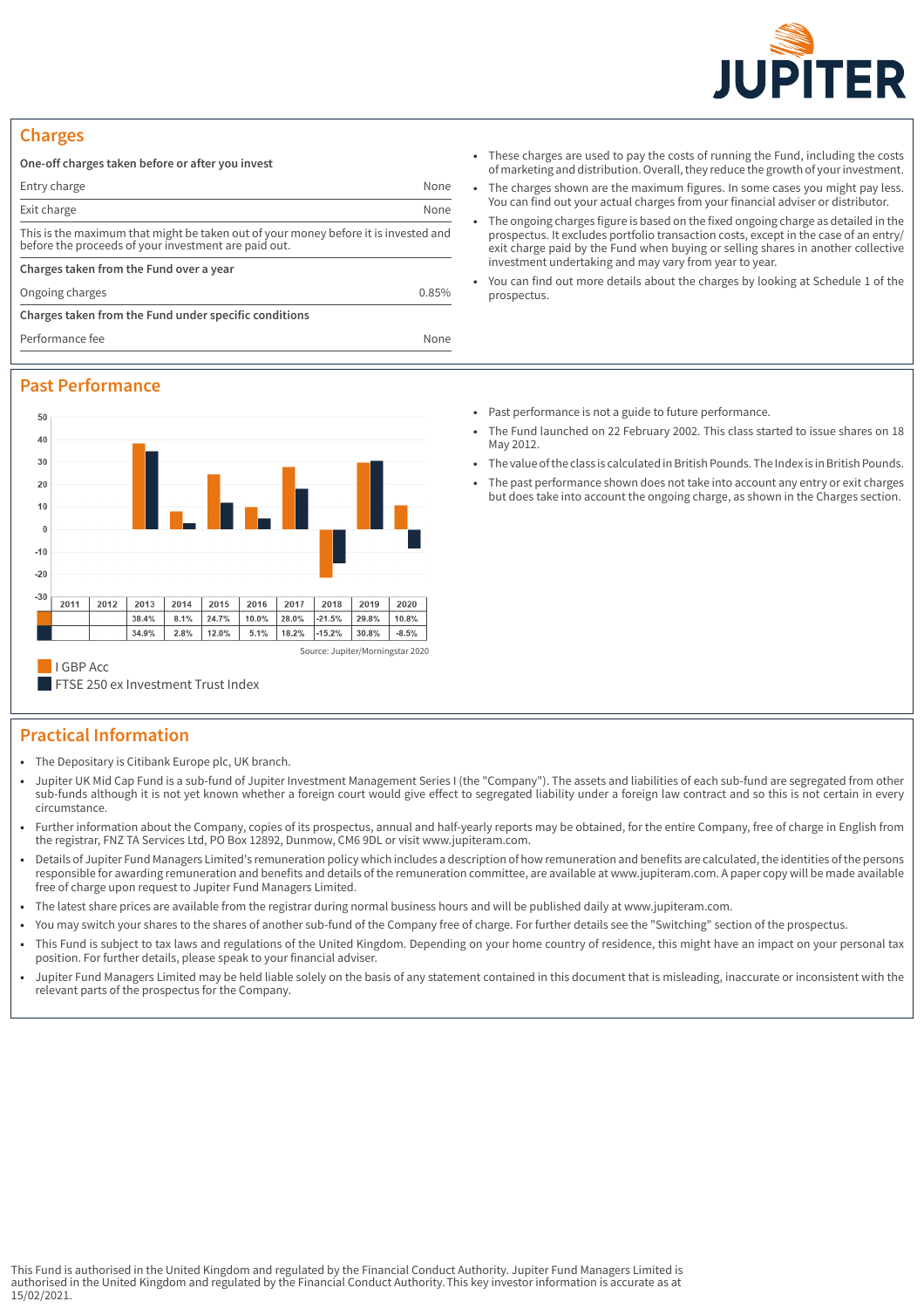## Charges

**One-off charges taken before or after you invest**

| | |
|---|---|
| Entry charge | None |
| Exit charge | None |

This is the maximum that might be taken out of your money before it is invested and before the proceeds of your investment are paid out.

**Charges taken from the Fund over a year**

| | |
|---|---|
| Ongoing charges | 0.85% |

**Charges taken from the Fund under specific conditions**

| | |
|---|---|
| Performance fee | None |

- These charges are used to pay the costs of running the Fund, including the costs of marketing and distribution. Overall, they reduce the growth of your investment.
- The charges shown are the maximum figures. In some cases you might pay less. You can find out your actual charges from your financial adviser or distributor.
- The ongoing charges figure is based on the fixed ongoing charge as detailed in the prospectus. It excludes portfolio transaction costs, except in the case of an entry/exit charge paid by the Fund when buying or selling shares in another collective investment undertaking and may vary from year to year.
- You can find out more details about the charges by looking at Schedule 1 of the prospectus.

## Past Performance

50
40
30
20
10
0
-10
-20
-30

2011 2012 2013 2014 2015 2016 2017 2018 2019 2020

38.4% 8.1% 24.7% 10.0% 28.0% -21.5% 29.8% 10.8%

34.9% 2.8% 12.0% 5.1% 18.2% -15.2% 30.8% -8.5%

Source: Jupiter/Morningstar 2020

I GBP Acc

FTSE 250 ex Investment Trust Index

- Past performance is not a guide to future performance.
- The Fund launched on 22 February 2002. This class started to issue shares on 18 May 2012.
- The value of the class is calculated in British Pounds. The Index is in British Pounds.
- The past performance shown does not take into account any entry or exit charges but does take into account the ongoing charge, as shown in the Charges section.

## Practical Information

- The Depositary is Citibank Europe plc, UK branch.
- Jupiter UK Mid Cap Fund is a sub-fund of Jupiter Investment Management Series I (the "Company"). The assets and liabilities of each sub-fund are segregated from other sub-funds although it is not yet known whether a foreign court would give effect to segregated liability under a foreign law contract and so this is not certain in every circumstance.
- Further information about the Company, copies of its prospectus, annual and half-yearly reports may be obtained, for the entire Company, free of charge in English from the registrar, FNZ TA Services Ltd, PO Box 12892, Dunmow, CM6 9DL or visit www.jupiteram.com.
- Details of Jupiter Fund Managers Limited's remuneration policy which includes a description of how remuneration and benefits are calculated, the identities of the persons responsible for awarding remuneration and benefits and details of the remuneration committee, are available at www.jupiteram.com. A paper copy will be made available free of charge upon request to Jupiter Fund Managers Limited.
- The latest share prices are available from the registrar during normal business hours and will be published daily at www.jupiteram.com.
- You may switch your shares to the shares of another sub-fund of the Company free of charge. For further details see the "Switching" section of the prospectus.
- This Fund is subject to tax laws and regulations of the United Kingdom. Depending on your home country of residence, this might have an impact on your personal tax position. For further details, please speak to your financial adviser.
- Jupiter Fund Managers Limited may be held liable solely on the basis of any statement contained in this document that is misleading, inaccurate or inconsistent with the relevant parts of the prospectus for the Company.

This Fund is authorised in the United Kingdom and regulated by the Financial Conduct Authority. Jupiter Fund Managers Limited is authorised in the United Kingdom and regulated by the Financial Conduct Authority. This key investor information is accurate as at 15/02/2021.